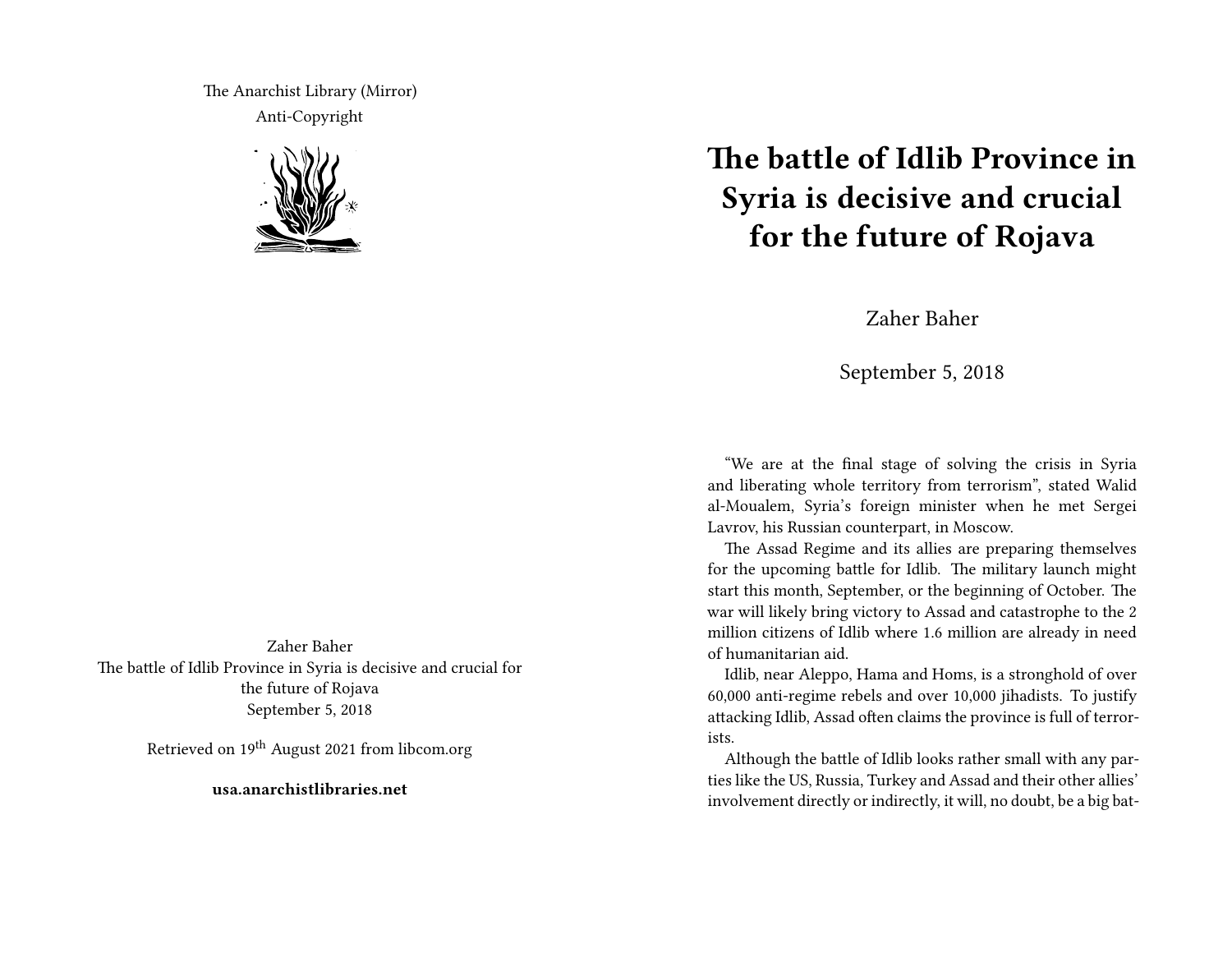The Anarchist Library (Mirror)
Anti-Copyright

Zaher Baher
The battle of Idlib Province in Syria is decisive and crucial for the future of Rojava
September 5, 2018

Retrieved on 19th August 2021 from libcom.org

**usa.anarchistlibraries.net**

# The battle of Idlib Province in Syria is decisive and crucial for the future of Rojava

Zaher Baher

September 5, 2018

"We are at the final stage of solving the crisis in Syria and liberating whole territory from terrorism", stated Walid al-Moualem, Syria's foreign minister when he met Sergei Lavrov, his Russian counterpart, in Moscow.

The Assad Regime and its allies are preparing themselves for the upcoming battle for Idlib. The military launch might start this month, September, or the beginning of October. The war will likely bring victory to Assad and catastrophe to the 2 million citizens of Idlib where 1.6 million are already in need of humanitarian aid.

Idlib, near Aleppo, Hama and Homs, is a stronghold of over 60,000 anti-regime rebels and over 10,000 jihadists. To justify attacking Idlib, Assad often claims the province is full of terrorists.

Although the battle of Idlib looks rather small with any parties like the US, Russia, Turkey and Assad and their other allies' involvement directly or indirectly, it will, no doubt, be a big bat-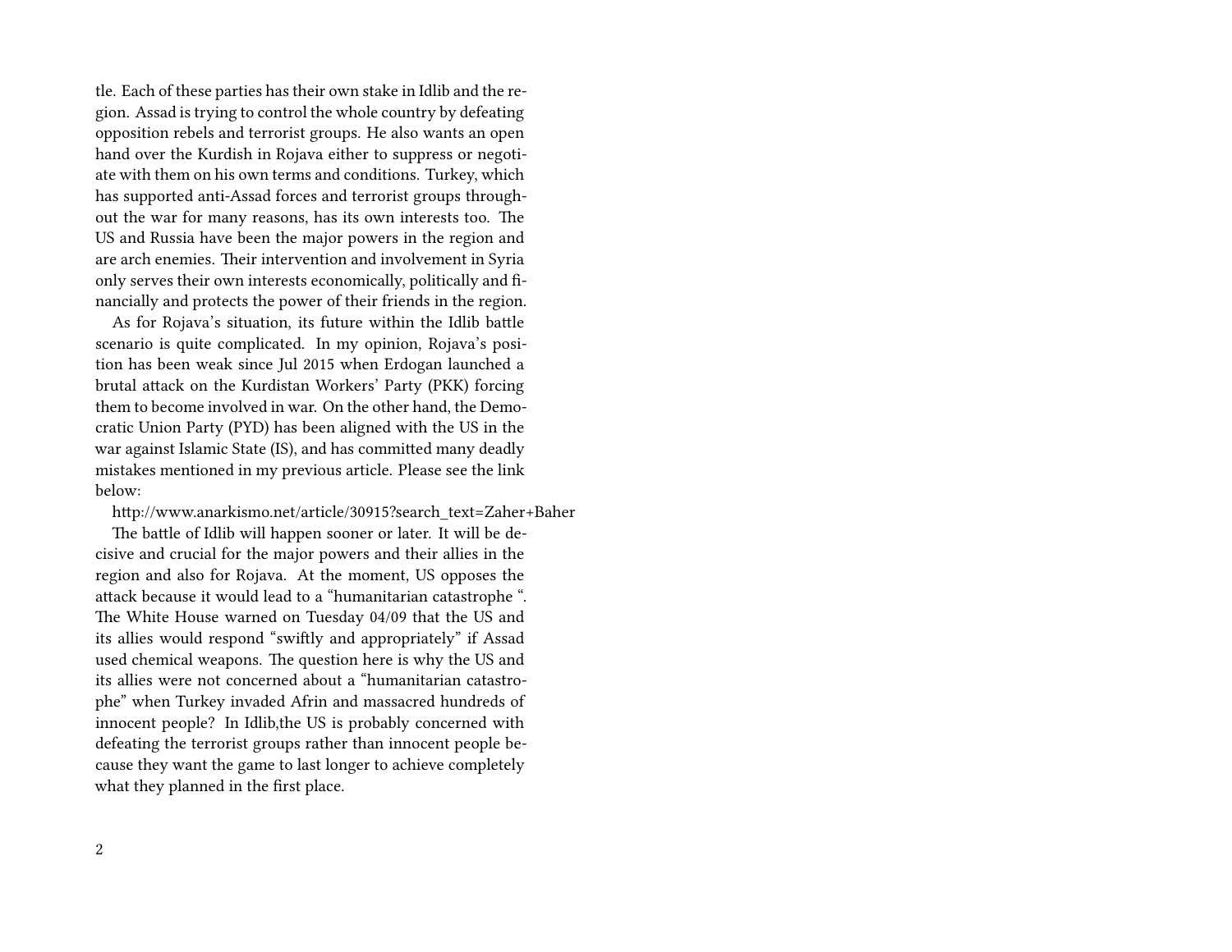tle. Each of these parties has their own stake in Idlib and the region. Assad is trying to control the whole country by defeating opposition rebels and terrorist groups. He also wants an open hand over the Kurdish in Rojava either to suppress or negotiate with them on his own terms and conditions. Turkey, which has supported anti-Assad forces and terrorist groups throughout the war for many reasons, has its own interests too. The US and Russia have been the major powers in the region and are arch enemies. Their intervention and involvement in Syria only serves their own interests economically, politically and financially and protects the power of their friends in the region.

As for Rojava's situation, its future within the Idlib battle scenario is quite complicated. In my opinion, Rojava's position has been weak since Jul 2015 when Erdogan launched a brutal attack on the Kurdistan Workers' Party (PKK) forcing them to become involved in war. On the other hand, the Democratic Union Party (PYD) has been aligned with the US in the war against Islamic State (IS), and has committed many deadly mistakes mentioned in my previous article. Please see the link below:

http://www.anarkismo.net/article/30915?search_text=Zaher+Baher

The battle of Idlib will happen sooner or later. It will be decisive and crucial for the major powers and their allies in the region and also for Rojava. At the moment, US opposes the attack because it would lead to a "humanitarian catastrophe ". The White House warned on Tuesday 04/09 that the US and its allies would respond "swiftly and appropriately" if Assad used chemical weapons. The question here is why the US and its allies were not concerned about a "humanitarian catastrophe" when Turkey invaded Afrin and massacred hundreds of innocent people? In Idlib,the US is probably concerned with defeating the terrorist groups rather than innocent people because they want the game to last longer to achieve completely what they planned in the first place.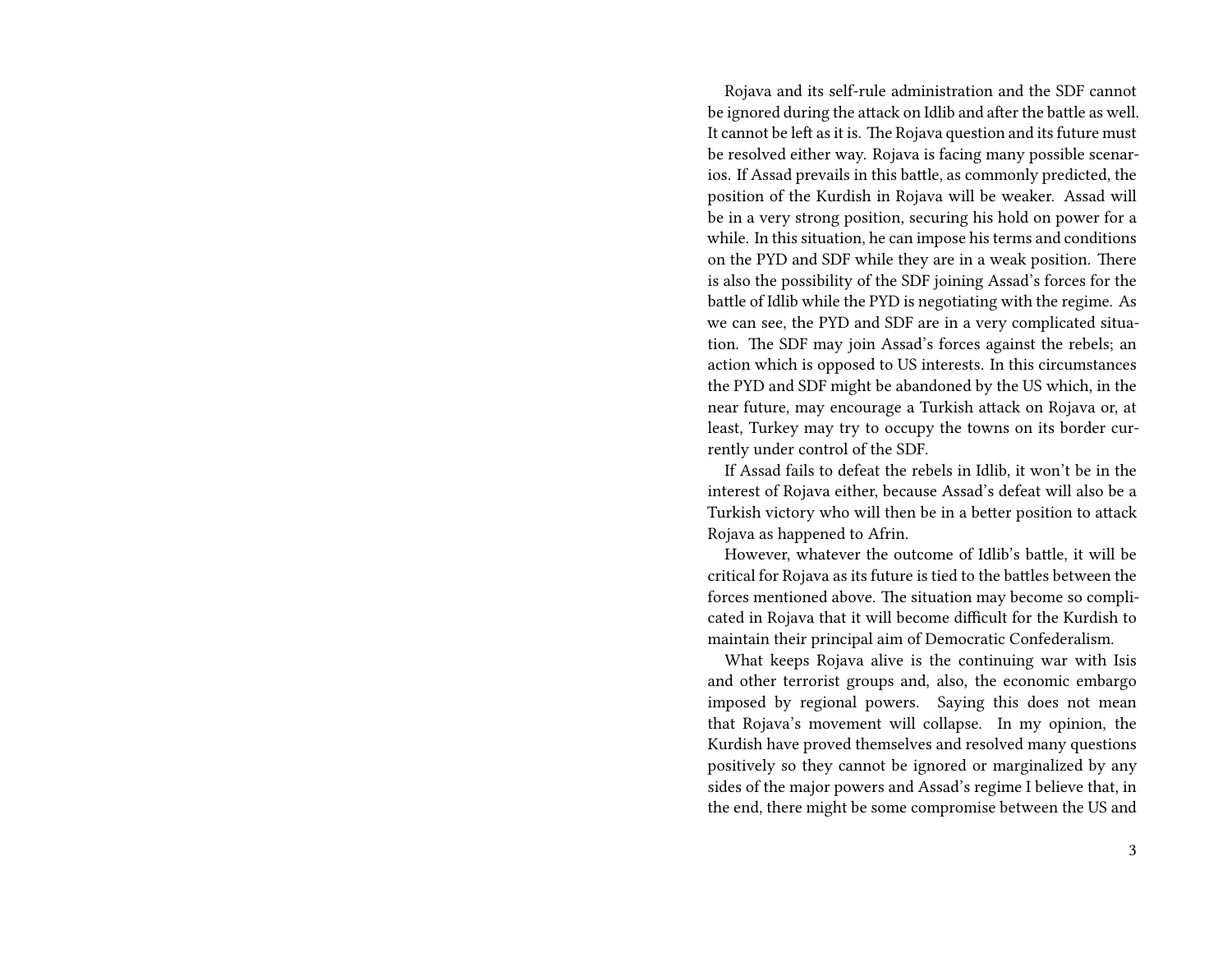Rojava and its self-rule administration and the SDF cannot be ignored during the attack on Idlib and after the battle as well. It cannot be left as it is. The Rojava question and its future must be resolved either way. Rojava is facing many possible scenarios. If Assad prevails in this battle, as commonly predicted, the position of the Kurdish in Rojava will be weaker. Assad will be in a very strong position, securing his hold on power for a while. In this situation, he can impose his terms and conditions on the PYD and SDF while they are in a weak position. There is also the possibility of the SDF joining Assad's forces for the battle of Idlib while the PYD is negotiating with the regime. As we can see, the PYD and SDF are in a very complicated situation. The SDF may join Assad's forces against the rebels; an action which is opposed to US interests. In this circumstances the PYD and SDF might be abandoned by the US which, in the near future, may encourage a Turkish attack on Rojava or, at least, Turkey may try to occupy the towns on its border currently under control of the SDF.

If Assad fails to defeat the rebels in Idlib, it won't be in the interest of Rojava either, because Assad's defeat will also be a Turkish victory who will then be in a better position to attack Rojava as happened to Afrin.

However, whatever the outcome of Idlib's battle, it will be critical for Rojava as its future is tied to the battles between the forces mentioned above. The situation may become so complicated in Rojava that it will become difficult for the Kurdish to maintain their principal aim of Democratic Confederalism.

What keeps Rojava alive is the continuing war with Isis and other terrorist groups and, also, the economic embargo imposed by regional powers. Saying this does not mean that Rojava's movement will collapse. In my opinion, the Kurdish have proved themselves and resolved many questions positively so they cannot be ignored or marginalized by any sides of the major powers and Assad's regime I believe that, in the end, there might be some compromise between the US and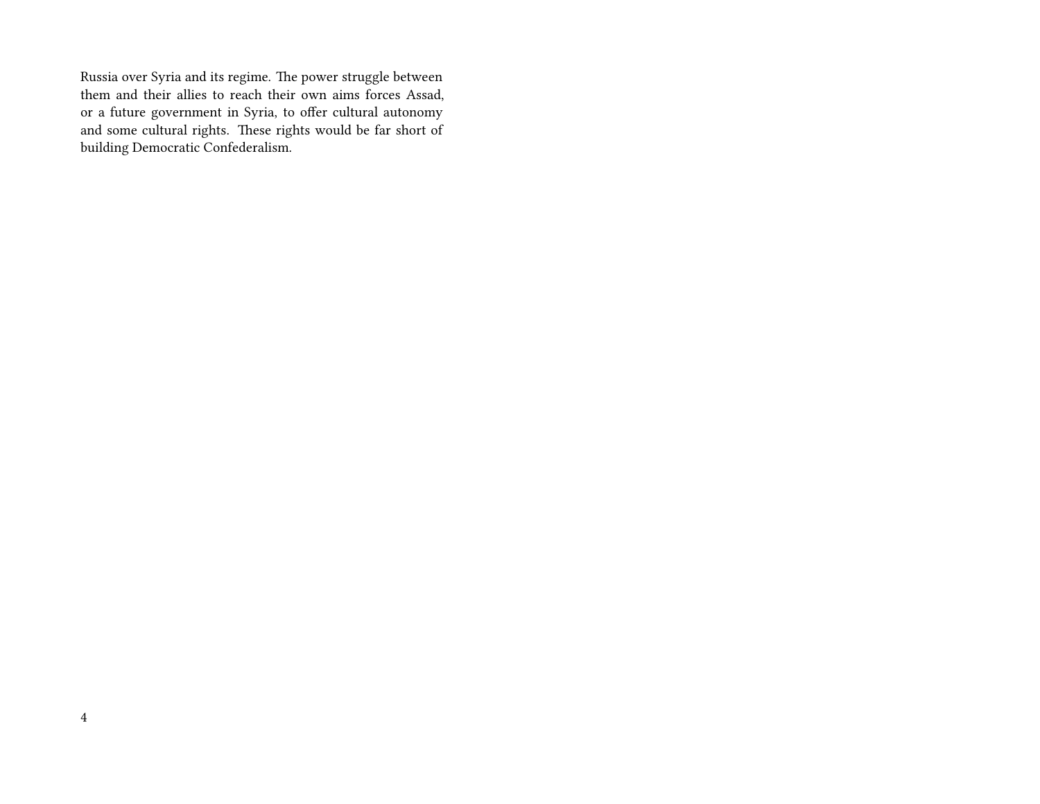Russia over Syria and its regime. The power struggle between them and their allies to reach their own aims forces Assad, or a future government in Syria, to offer cultural autonomy and some cultural rights. These rights would be far short of building Democratic Confederalism.